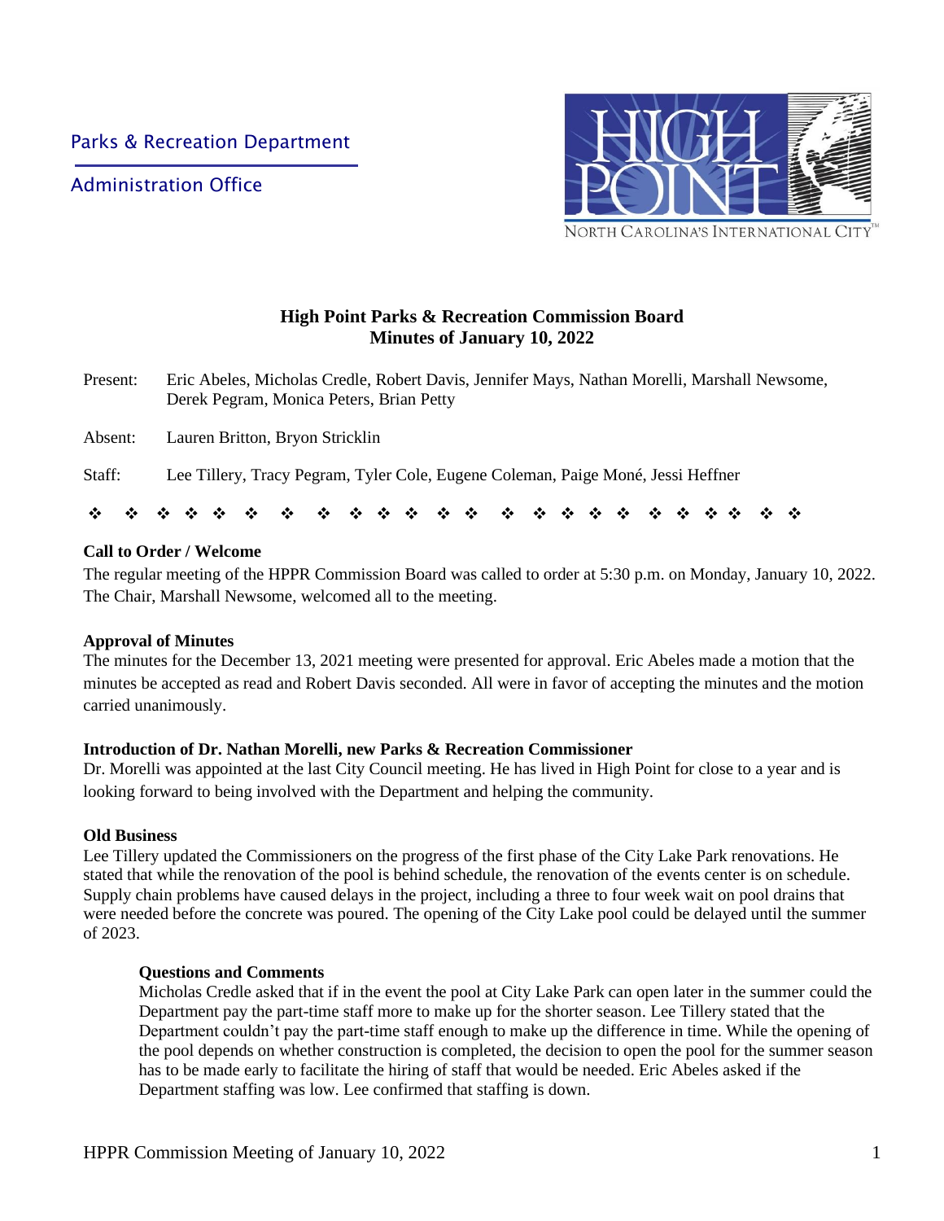Parks & Recreation Department

Administration Office

HIGH POINT
NORTH CAROLINA'S INTERNATIONAL CITY™

## High Point Parks & Recreation Commission Board
## Minutes of January 10, 2022

Present: Eric Abeles, Micholas Credle, Robert Davis, Jennifer Mays, Nathan Morelli, Marshall Newsome, Derek Pegram, Monica Peters, Brian Petty

Absent: Lauren Britton, Bryon Stricklin

Staff: Lee Tillery, Tracy Pegram, Tyler Cole, Eugene Coleman, Paige Moné, Jessi Heffner

❖ ❖ ❖ ❖ ❖ ❖ ❖ ❖ ❖ ❖ ❖ ❖ ❖ ❖ ❖ ❖ ❖ ❖ ❖ ❖ ❖ ❖ ❖ ❖ ❖

**Call to Order / Welcome**

The regular meeting of the HPPR Commission Board was called to order at 5:30 p.m. on Monday, January 10, 2022. The Chair, Marshall Newsome, welcomed all to the meeting.

**Approval of Minutes**

The minutes for the December 13, 2021 meeting were presented for approval. Eric Abeles made a motion that the minutes be accepted as read and Robert Davis seconded. All were in favor of accepting the minutes and the motion carried unanimously.

**Introduction of Dr. Nathan Morelli, new Parks & Recreation Commissioner**

Dr. Morelli was appointed at the last City Council meeting. He has lived in High Point for close to a year and is looking forward to being involved with the Department and helping the community.

**Old Business**

Lee Tillery updated the Commissioners on the progress of the first phase of the City Lake Park renovations. He stated that while the renovation of the pool is behind schedule, the renovation of the events center is on schedule. Supply chain problems have caused delays in the project, including a three to four week wait on pool drains that were needed before the concrete was poured. The opening of the City Lake pool could be delayed until the summer of 2023.

**Questions and Comments**

Micholas Credle asked that if in the event the pool at City Lake Park can open later in the summer could the Department pay the part-time staff more to make up for the shorter season. Lee Tillery stated that the Department couldn't pay the part-time staff enough to make up the difference in time. While the opening of the pool depends on whether construction is completed, the decision to open the pool for the summer season has to be made early to facilitate the hiring of staff that would be needed. Eric Abeles asked if the Department staffing was low. Lee confirmed that staffing is down.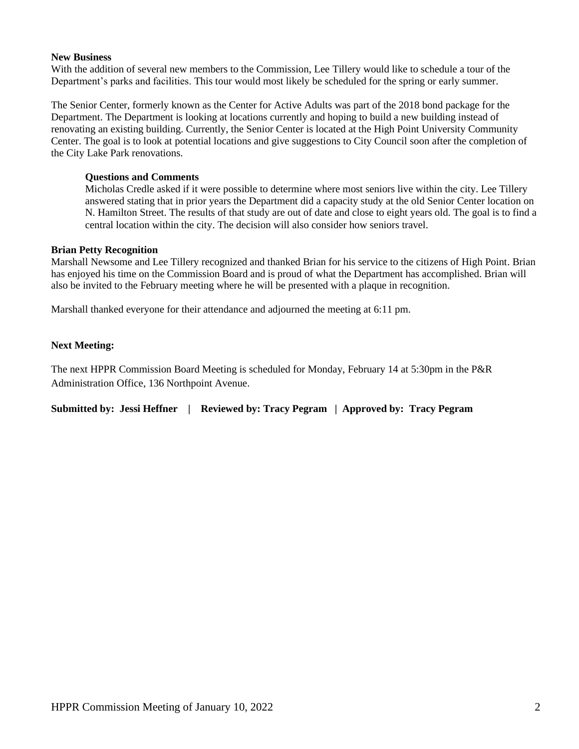**New Business**

With the addition of several new members to the Commission, Lee Tillery would like to schedule a tour of the Department's parks and facilities. This tour would most likely be scheduled for the spring or early summer.

The Senior Center, formerly known as the Center for Active Adults was part of the 2018 bond package for the Department. The Department is looking at locations currently and hoping to build a new building instead of renovating an existing building. Currently, the Senior Center is located at the High Point University Community Center. The goal is to look at potential locations and give suggestions to City Council soon after the completion of the City Lake Park renovations.

**Questions and Comments**

Micholas Credle asked if it were possible to determine where most seniors live within the city. Lee Tillery answered stating that in prior years the Department did a capacity study at the old Senior Center location on N. Hamilton Street. The results of that study are out of date and close to eight years old. The goal is to find a central location within the city. The decision will also consider how seniors travel.

**Brian Petty Recognition**

Marshall Newsome and Lee Tillery recognized and thanked Brian for his service to the citizens of High Point. Brian has enjoyed his time on the Commission Board and is proud of what the Department has accomplished. Brian will also be invited to the February meeting where he will be presented with a plaque in recognition.

Marshall thanked everyone for their attendance and adjourned the meeting at 6:11 pm.

**Next Meeting:**

The next HPPR Commission Board Meeting is scheduled for Monday, February 14 at 5:30pm in the P&R Administration Office, 136 Northpoint Avenue.

**Submitted by: Jessi Heffner | Reviewed by: Tracy Pegram | Approved by: Tracy Pegram**